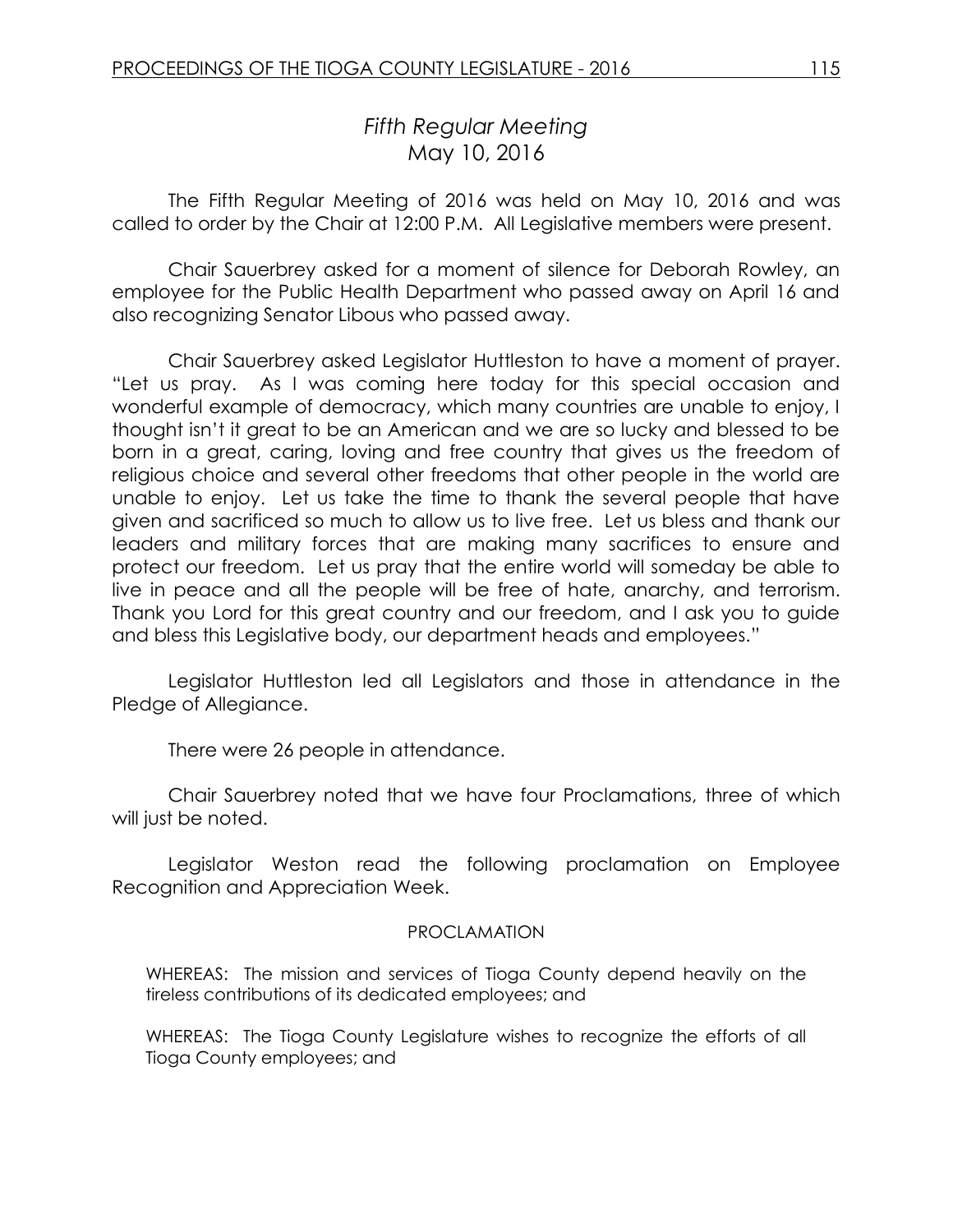# *Fifth Regular Meeting*
## May 10, 2016

The Fifth Regular Meeting of 2016 was held on May 10, 2016 and was called to order by the Chair at 12:00 P.M. All Legislative members were present.

Chair Sauerbrey asked for a moment of silence for Deborah Rowley, an employee for the Public Health Department who passed away on April 16 and also recognizing Senator Libous who passed away.

Chair Sauerbrey asked Legislator Huttleston to have a moment of prayer. "Let us pray. As I was coming here today for this special occasion and wonderful example of democracy, which many countries are unable to enjoy, I thought isn't it great to be an American and we are so lucky and blessed to be born in a great, caring, loving and free country that gives us the freedom of religious choice and several other freedoms that other people in the world are unable to enjoy. Let us take the time to thank the several people that have given and sacrificed so much to allow us to live free. Let us bless and thank our leaders and military forces that are making many sacrifices to ensure and protect our freedom. Let us pray that the entire world will someday be able to live in peace and all the people will be free of hate, anarchy, and terrorism. Thank you Lord for this great country and our freedom, and I ask you to guide and bless this Legislative body, our department heads and employees."

Legislator Huttleston led all Legislators and those in attendance in the Pledge of Allegiance.

There were 26 people in attendance.

Chair Sauerbrey noted that we have four Proclamations, three of which will just be noted.

Legislator Weston read the following proclamation on Employee Recognition and Appreciation Week.

PROCLAMATION

WHEREAS: The mission and services of Tioga County depend heavily on the tireless contributions of its dedicated employees; and

WHEREAS: The Tioga County Legislature wishes to recognize the efforts of all Tioga County employees; and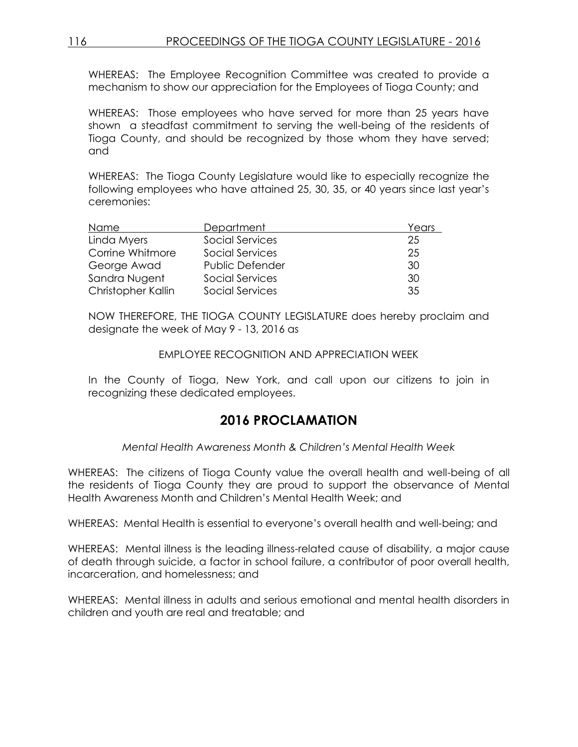WHEREAS: The Employee Recognition Committee was created to provide a mechanism to show our appreciation for the Employees of Tioga County; and

WHEREAS: Those employees who have served for more than 25 years have shown a steadfast commitment to serving the well-being of the residents of Tioga County, and should be recognized by those whom they have served; and

WHEREAS: The Tioga County Legislature would like to especially recognize the following employees who have attained 25, 30, 35, or 40 years since last year's ceremonies:

| Name | Department | Years |
|---|---|---|
| Linda Myers | Social Services | 25 |
| Corrine Whitmore | Social Services | 25 |
| George Awad | Public Defender | 30 |
| Sandra Nugent | Social Services | 30 |
| Christopher Kallin | Social Services | 35 |

NOW THEREFORE, THE TIOGA COUNTY LEGISLATURE does hereby proclaim and designate the week of May 9 - 13, 2016 as

EMPLOYEE RECOGNITION AND APPRECIATION WEEK

In the County of Tioga, New York, and call upon our citizens to join in recognizing these dedicated employees.

## 2016 PROCLAMATION

*Mental Health Awareness Month & Children's Mental Health Week*

WHEREAS: The citizens of Tioga County value the overall health and well-being of all the residents of Tioga County they are proud to support the observance of Mental Health Awareness Month and Children's Mental Health Week; and

WHEREAS: Mental Health is essential to everyone's overall health and well-being; and

WHEREAS: Mental illness is the leading illness-related cause of disability, a major cause of death through suicide, a factor in school failure, a contributor of poor overall health, incarceration, and homelessness; and

WHEREAS: Mental illness in adults and serious emotional and mental health disorders in children and youth are real and treatable; and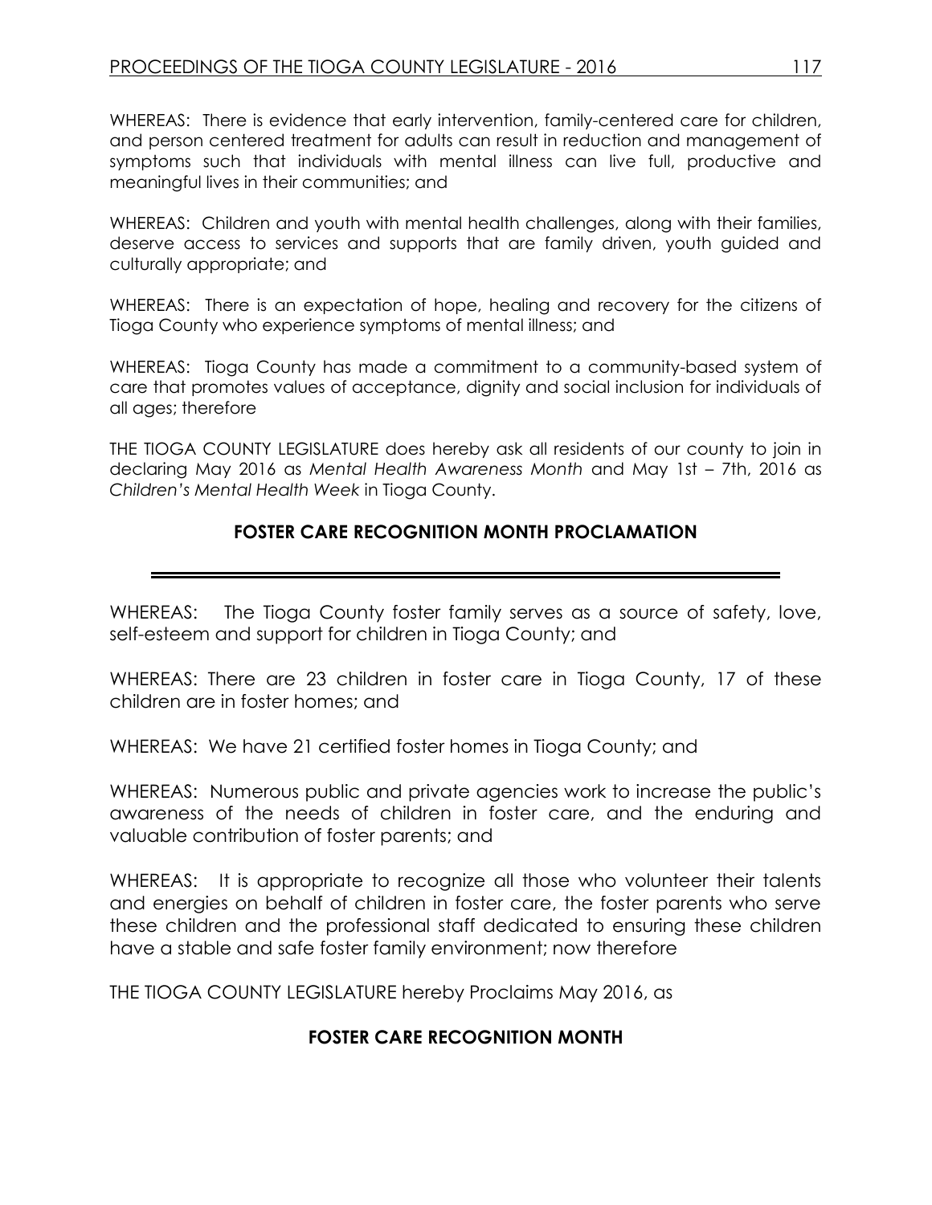WHEREAS: There is evidence that early intervention, family-centered care for children, and person centered treatment for adults can result in reduction and management of symptoms such that individuals with mental illness can live full, productive and meaningful lives in their communities; and

WHEREAS: Children and youth with mental health challenges, along with their families, deserve access to services and supports that are family driven, youth guided and culturally appropriate; and

WHEREAS: There is an expectation of hope, healing and recovery for the citizens of Tioga County who experience symptoms of mental illness; and

WHEREAS: Tioga County has made a commitment to a community-based system of care that promotes values of acceptance, dignity and social inclusion for individuals of all ages; therefore

THE TIOGA COUNTY LEGISLATURE does hereby ask all residents of our county to join in declaring May 2016 as *Mental Health Awareness Month* and May 1st – 7th, 2016 as *Children's Mental Health Week* in Tioga County.

## FOSTER CARE RECOGNITION MONTH PROCLAMATION

---

WHEREAS: The Tioga County foster family serves as a source of safety, love, self-esteem and support for children in Tioga County; and

WHEREAS: There are 23 children in foster care in Tioga County, 17 of these children are in foster homes; and

WHEREAS: We have 21 certified foster homes in Tioga County; and

WHEREAS: Numerous public and private agencies work to increase the public's awareness of the needs of children in foster care, and the enduring and valuable contribution of foster parents; and

WHEREAS: It is appropriate to recognize all those who volunteer their talents and energies on behalf of children in foster care, the foster parents who serve these children and the professional staff dedicated to ensuring these children have a stable and safe foster family environment; now therefore

THE TIOGA COUNTY LEGISLATURE hereby Proclaims May 2016, as

**FOSTER CARE RECOGNITION MONTH**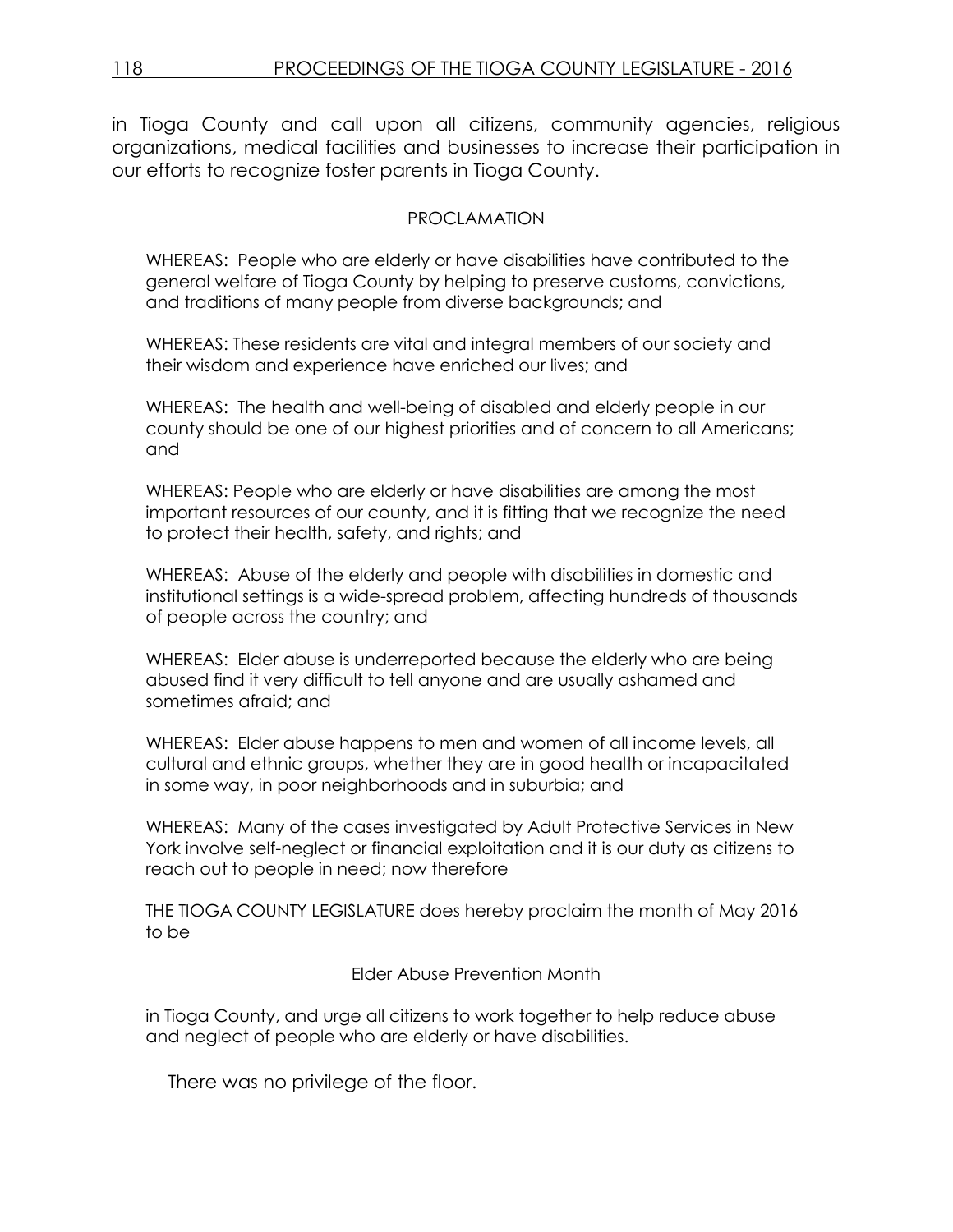in Tioga County and call upon all citizens, community agencies, religious organizations, medical facilities and businesses to increase their participation in our efforts to recognize foster parents in Tioga County.

PROCLAMATION

WHEREAS: People who are elderly or have disabilities have contributed to the general welfare of Tioga County by helping to preserve customs, convictions, and traditions of many people from diverse backgrounds; and

WHEREAS: These residents are vital and integral members of our society and their wisdom and experience have enriched our lives; and

WHEREAS: The health and well-being of disabled and elderly people in our county should be one of our highest priorities and of concern to all Americans; and

WHEREAS: People who are elderly or have disabilities are among the most important resources of our county, and it is fitting that we recognize the need to protect their health, safety, and rights; and

WHEREAS: Abuse of the elderly and people with disabilities in domestic and institutional settings is a wide-spread problem, affecting hundreds of thousands of people across the country; and

WHEREAS: Elder abuse is underreported because the elderly who are being abused find it very difficult to tell anyone and are usually ashamed and sometimes afraid; and

WHEREAS: Elder abuse happens to men and women of all income levels, all cultural and ethnic groups, whether they are in good health or incapacitated in some way, in poor neighborhoods and in suburbia; and

WHEREAS: Many of the cases investigated by Adult Protective Services in New York involve self-neglect or financial exploitation and it is our duty as citizens to reach out to people in need; now therefore

THE TIOGA COUNTY LEGISLATURE does hereby proclaim the month of May 2016 to be

Elder Abuse Prevention Month

in Tioga County, and urge all citizens to work together to help reduce abuse and neglect of people who are elderly or have disabilities.

There was no privilege of the floor.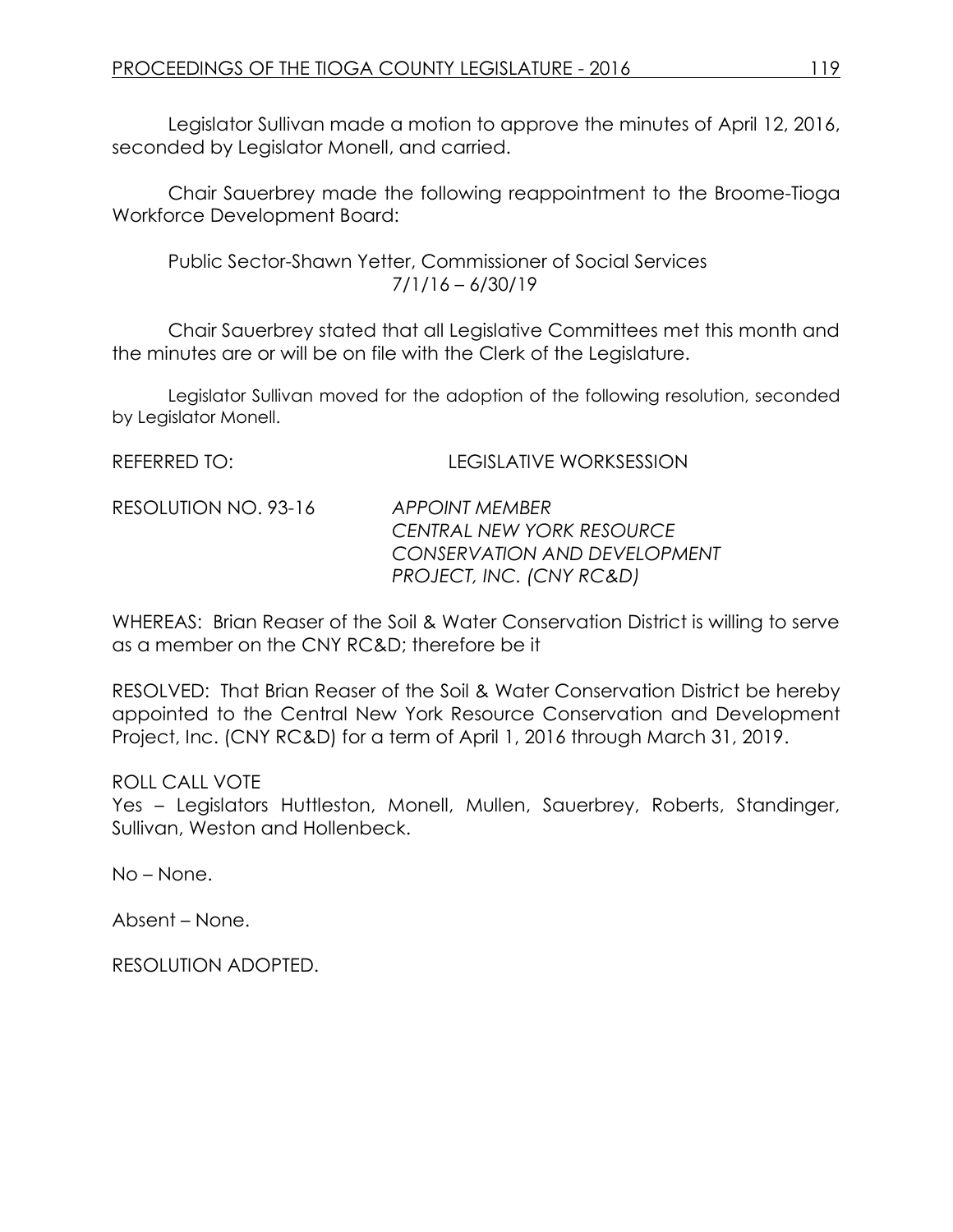Legislator Sullivan made a motion to approve the minutes of April 12, 2016, seconded by Legislator Monell, and carried.

Chair Sauerbrey made the following reappointment to the Broome-Tioga Workforce Development Board:

Public Sector-Shawn Yetter, Commissioner of Social Services
7/1/16 – 6/30/19

Chair Sauerbrey stated that all Legislative Committees met this month and the minutes are or will be on file with the Clerk of the Legislature.

Legislator Sullivan moved for the adoption of the following resolution, seconded by Legislator Monell.

REFERRED TO: LEGISLATIVE WORKSESSION

RESOLUTION NO. 93-16 *APPOINT MEMBER*
*CENTRAL NEW YORK RESOURCE CONSERVATION AND DEVELOPMENT PROJECT, INC. (CNY RC&D)*

WHEREAS: Brian Reaser of the Soil & Water Conservation District is willing to serve as a member on the CNY RC&D; therefore be it

RESOLVED: That Brian Reaser of the Soil & Water Conservation District be hereby appointed to the Central New York Resource Conservation and Development Project, Inc. (CNY RC&D) for a term of April 1, 2016 through March 31, 2019.

ROLL CALL VOTE
Yes – Legislators Huttleston, Monell, Mullen, Sauerbrey, Roberts, Standinger, Sullivan, Weston and Hollenbeck.

No – None.

Absent – None.

RESOLUTION ADOPTED.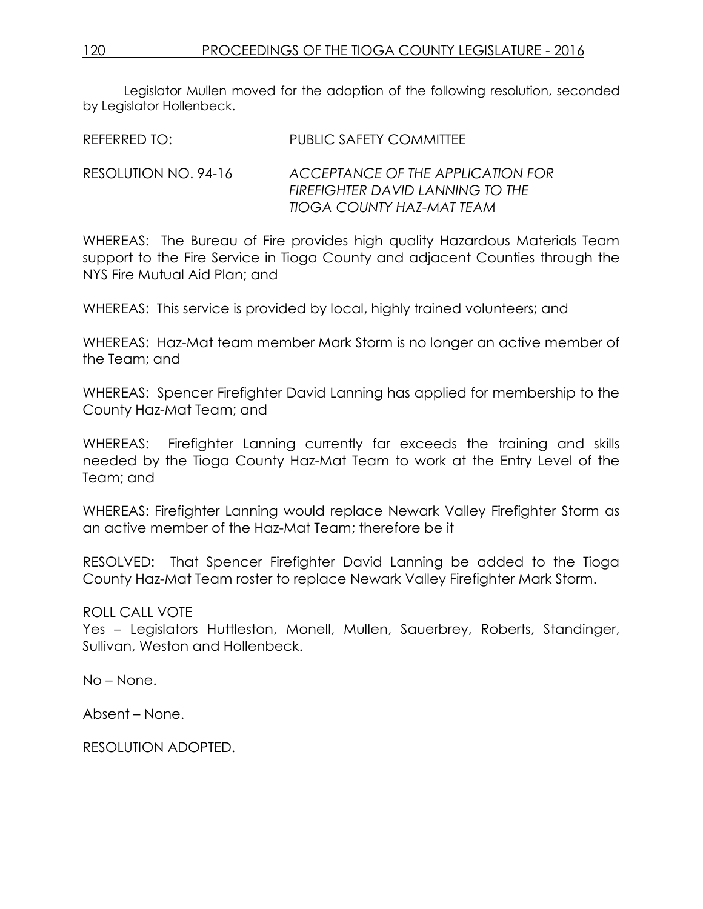Legislator Mullen moved for the adoption of the following resolution, seconded by Legislator Hollenbeck.

REFERRED TO: PUBLIC SAFETY COMMITTEE

RESOLUTION NO. 94-16 *ACCEPTANCE OF THE APPLICATION FOR FIREFIGHTER DAVID LANNING TO THE TIOGA COUNTY HAZ-MAT TEAM*

WHEREAS: The Bureau of Fire provides high quality Hazardous Materials Team support to the Fire Service in Tioga County and adjacent Counties through the NYS Fire Mutual Aid Plan; and

WHEREAS: This service is provided by local, highly trained volunteers; and

WHEREAS: Haz-Mat team member Mark Storm is no longer an active member of the Team; and

WHEREAS: Spencer Firefighter David Lanning has applied for membership to the County Haz-Mat Team; and

WHEREAS: Firefighter Lanning currently far exceeds the training and skills needed by the Tioga County Haz-Mat Team to work at the Entry Level of the Team; and

WHEREAS: Firefighter Lanning would replace Newark Valley Firefighter Storm as an active member of the Haz-Mat Team; therefore be it

RESOLVED: That Spencer Firefighter David Lanning be added to the Tioga County Haz-Mat Team roster to replace Newark Valley Firefighter Mark Storm.

ROLL CALL VOTE
Yes – Legislators Huttleston, Monell, Mullen, Sauerbrey, Roberts, Standinger, Sullivan, Weston and Hollenbeck.

No – None.

Absent – None.

RESOLUTION ADOPTED.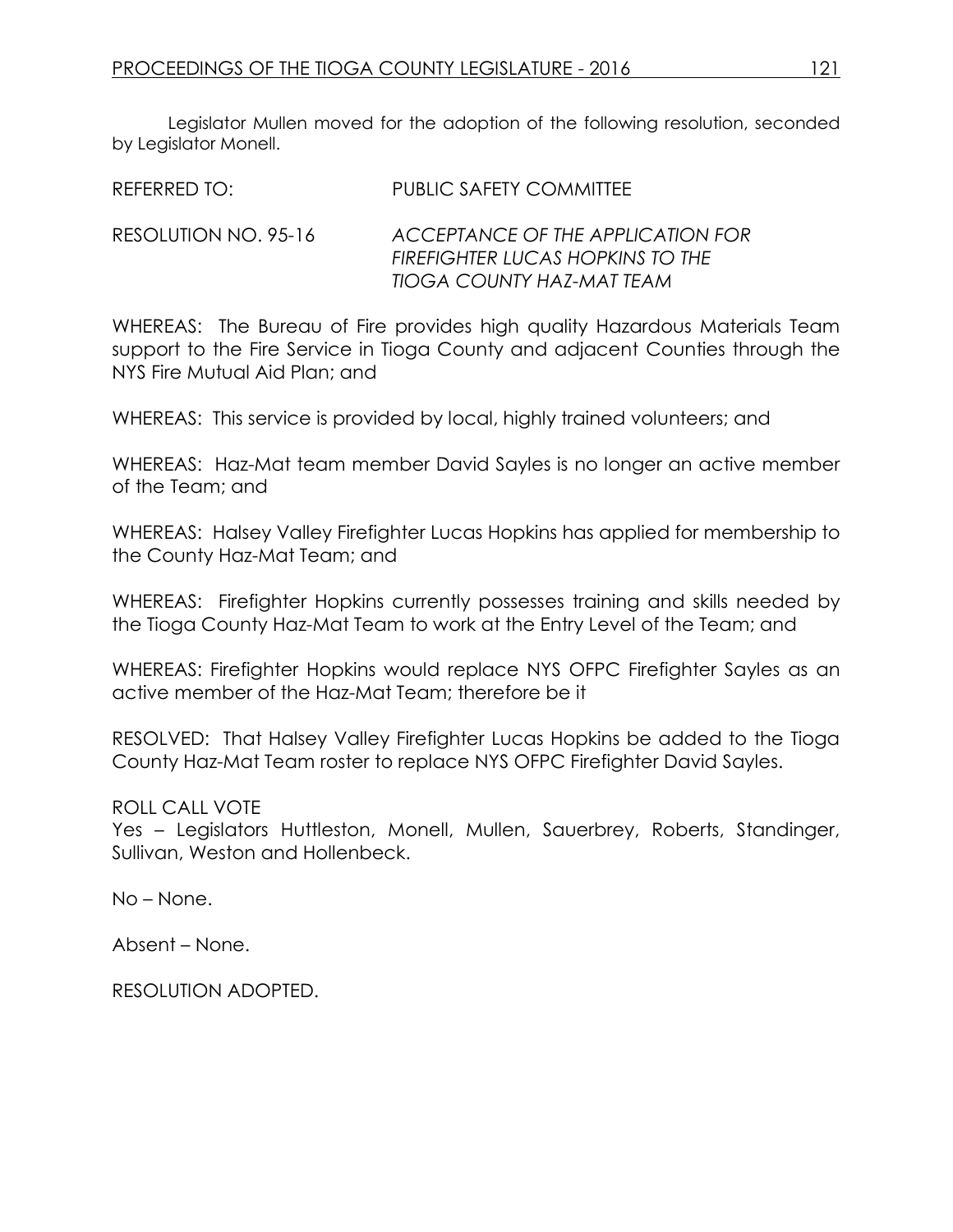Legislator Mullen moved for the adoption of the following resolution, seconded by Legislator Monell.

REFERRED TO: PUBLIC SAFETY COMMITTEE

RESOLUTION NO. 95-16 *ACCEPTANCE OF THE APPLICATION FOR FIREFIGHTER LUCAS HOPKINS TO THE TIOGA COUNTY HAZ-MAT TEAM*

WHEREAS: The Bureau of Fire provides high quality Hazardous Materials Team support to the Fire Service in Tioga County and adjacent Counties through the NYS Fire Mutual Aid Plan; and

WHEREAS: This service is provided by local, highly trained volunteers; and

WHEREAS: Haz-Mat team member David Sayles is no longer an active member of the Team; and

WHEREAS: Halsey Valley Firefighter Lucas Hopkins has applied for membership to the County Haz-Mat Team; and

WHEREAS: Firefighter Hopkins currently possesses training and skills needed by the Tioga County Haz-Mat Team to work at the Entry Level of the Team; and

WHEREAS: Firefighter Hopkins would replace NYS OFPC Firefighter Sayles as an active member of the Haz-Mat Team; therefore be it

RESOLVED: That Halsey Valley Firefighter Lucas Hopkins be added to the Tioga County Haz-Mat Team roster to replace NYS OFPC Firefighter David Sayles.

ROLL CALL VOTE
Yes – Legislators Huttleston, Monell, Mullen, Sauerbrey, Roberts, Standinger, Sullivan, Weston and Hollenbeck.

No – None.

Absent – None.

RESOLUTION ADOPTED.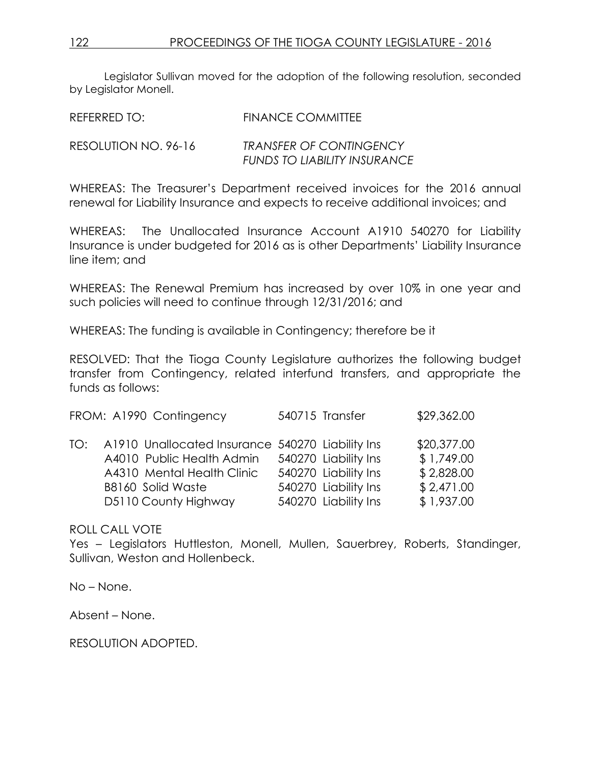Legislator Sullivan moved for the adoption of the following resolution, seconded by Legislator Monell.

REFERRED TO: FINANCE COMMITTEE

RESOLUTION NO. 96-16 *TRANSFER OF CONTINGENCY FUNDS TO LIABILITY INSURANCE*

WHEREAS: The Treasurer's Department received invoices for the 2016 annual renewal for Liability Insurance and expects to receive additional invoices; and

WHEREAS: The Unallocated Insurance Account A1910 540270 for Liability Insurance is under budgeted for 2016 as is other Departments' Liability Insurance line item; and

WHEREAS: The Renewal Premium has increased by over 10% in one year and such policies will need to continue through 12/31/2016; and

WHEREAS: The funding is available in Contingency; therefore be it

RESOLVED: That the Tioga County Legislature authorizes the following budget transfer from Contingency, related interfund transfers, and appropriate the funds as follows:

| | | | |
|---|---|---|---|
| FROM: | A1990 Contingency | 540715 Transfer | $29,362.00 |
| TO: | A1910 Unallocated Insurance | 540270 Liability Ins | $20,377.00 |
| | A4010 Public Health Admin | 540270 Liability Ins | $ 1,749.00 |
| | A4310 Mental Health Clinic | 540270 Liability Ins | $ 2,828.00 |
| | B8160 Solid Waste | 540270 Liability Ins | $ 2,471.00 |
| | D5110 County Highway | 540270 Liability Ins | $ 1,937.00 |

ROLL CALL VOTE

Yes – Legislators Huttleston, Monell, Mullen, Sauerbrey, Roberts, Standinger, Sullivan, Weston and Hollenbeck.

No – None.

Absent – None.

RESOLUTION ADOPTED.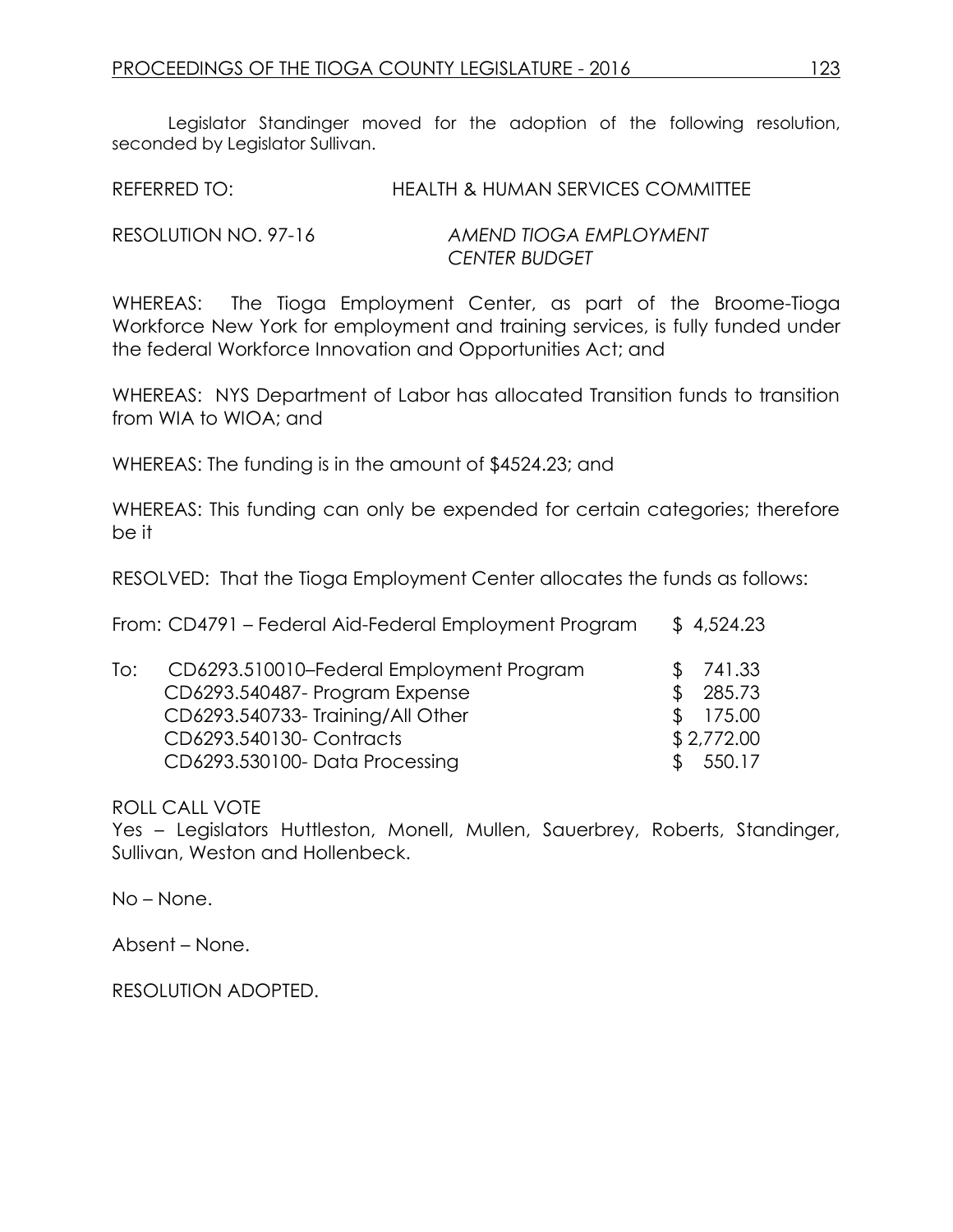Legislator Standinger moved for the adoption of the following resolution, seconded by Legislator Sullivan.

REFERRED TO: HEALTH & HUMAN SERVICES COMMITTEE

RESOLUTION NO. 97-16 *AMEND TIOGA EMPLOYMENT CENTER BUDGET*

WHEREAS: The Tioga Employment Center, as part of the Broome-Tioga Workforce New York for employment and training services, is fully funded under the federal Workforce Innovation and Opportunities Act; and

WHEREAS: NYS Department of Labor has allocated Transition funds to transition from WIA to WIOA; and

WHEREAS: The funding is in the amount of $4524.23; and

WHEREAS: This funding can only be expended for certain categories; therefore be it

RESOLVED: That the Tioga Employment Center allocates the funds as follows:

| | | |
|---|---|---|
| From: | CD4791 – Federal Aid-Federal Employment Program | $ 4,524.23 |
| To: | CD6293.510010–Federal Employment Program | $ 741.33 |
| | CD6293.540487- Program Expense | $ 285.73 |
| | CD6293.540733- Training/All Other | $ 175.00 |
| | CD6293.540130- Contracts | $ 2,772.00 |
| | CD6293.530100- Data Processing | $ 550.17 |

ROLL CALL VOTE
Yes – Legislators Huttleston, Monell, Mullen, Sauerbrey, Roberts, Standinger, Sullivan, Weston and Hollenbeck.

No – None.

Absent – None.

RESOLUTION ADOPTED.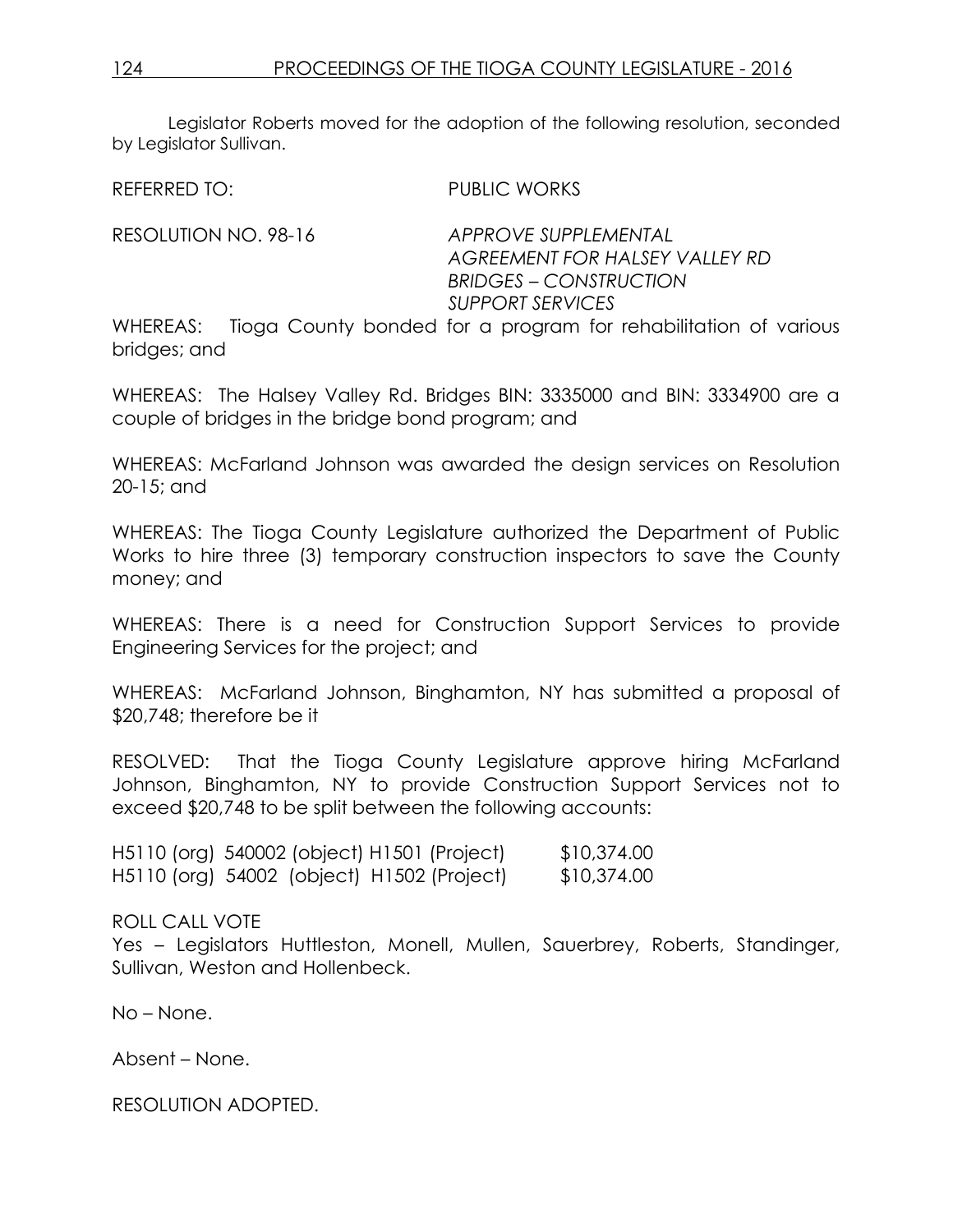Legislator Roberts moved for the adoption of the following resolution, seconded by Legislator Sullivan.

REFERRED TO: PUBLIC WORKS

RESOLUTION NO. 98-16 *APPROVE SUPPLEMENTAL AGREEMENT FOR HALSEY VALLEY RD BRIDGES – CONSTRUCTION SUPPORT SERVICES*

WHEREAS: Tioga County bonded for a program for rehabilitation of various bridges; and

WHEREAS: The Halsey Valley Rd. Bridges BIN: 3335000 and BIN: 3334900 are a couple of bridges in the bridge bond program; and

WHEREAS: McFarland Johnson was awarded the design services on Resolution 20-15; and

WHEREAS: The Tioga County Legislature authorized the Department of Public Works to hire three (3) temporary construction inspectors to save the County money; and

WHEREAS: There is a need for Construction Support Services to provide Engineering Services for the project; and

WHEREAS: McFarland Johnson, Binghamton, NY has submitted a proposal of $20,748; therefore be it

RESOLVED: That the Tioga County Legislature approve hiring McFarland Johnson, Binghamton, NY to provide Construction Support Services not to exceed $20,748 to be split between the following accounts:

H5110 (org) 540002 (object) H1501 (Project) $10,374.00
H5110 (org) 54002 (object) H1502 (Project) $10,374.00

ROLL CALL VOTE
Yes – Legislators Huttleston, Monell, Mullen, Sauerbrey, Roberts, Standinger, Sullivan, Weston and Hollenbeck.

No – None.

Absent – None.

RESOLUTION ADOPTED.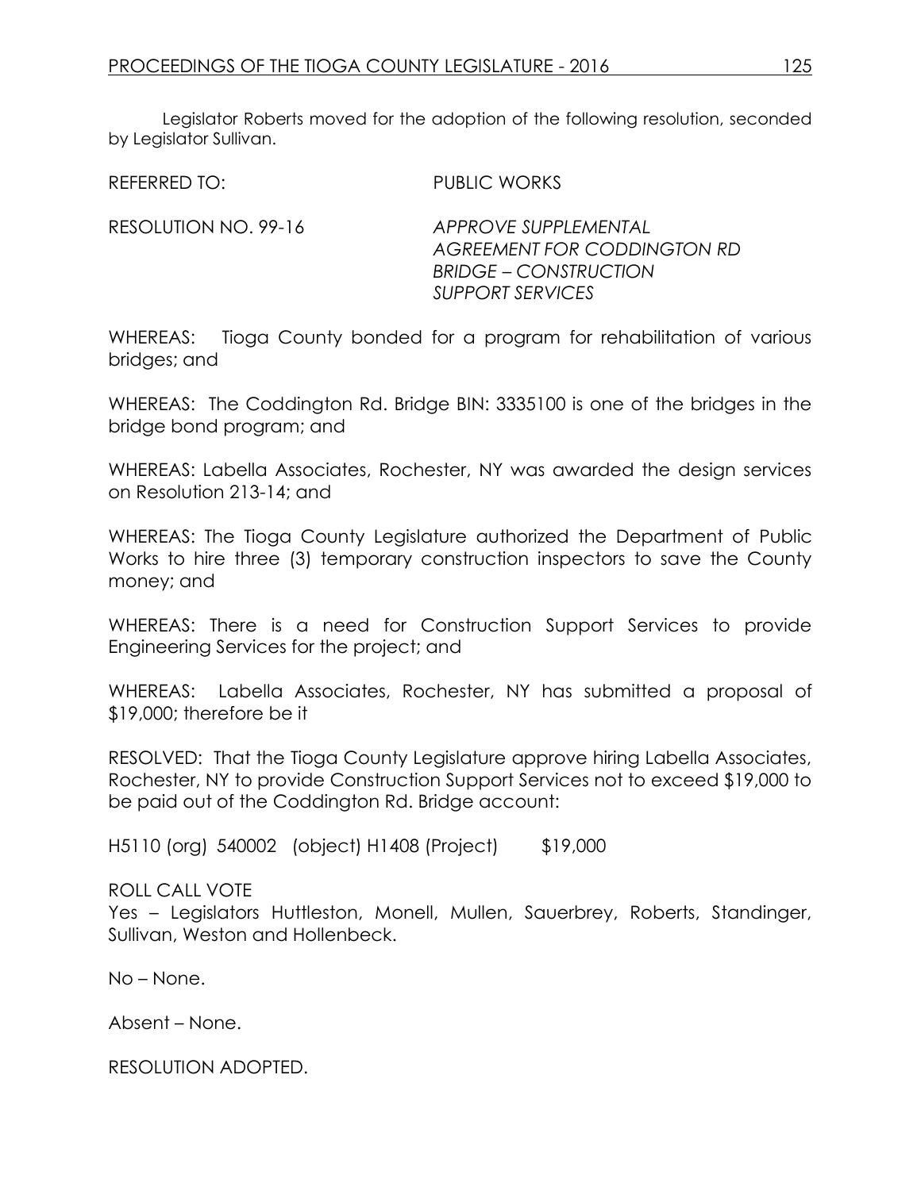Legislator Roberts moved for the adoption of the following resolution, seconded by Legislator Sullivan.

REFERRED TO: PUBLIC WORKS

RESOLUTION NO. 99-16 *APPROVE SUPPLEMENTAL AGREEMENT FOR CODDINGTON RD BRIDGE – CONSTRUCTION SUPPORT SERVICES*

WHEREAS: Tioga County bonded for a program for rehabilitation of various bridges; and

WHEREAS: The Coddington Rd. Bridge BIN: 3335100 is one of the bridges in the bridge bond program; and

WHEREAS: Labella Associates, Rochester, NY was awarded the design services on Resolution 213-14; and

WHEREAS: The Tioga County Legislature authorized the Department of Public Works to hire three (3) temporary construction inspectors to save the County money; and

WHEREAS: There is a need for Construction Support Services to provide Engineering Services for the project; and

WHEREAS: Labella Associates, Rochester, NY has submitted a proposal of $19,000; therefore be it

RESOLVED: That the Tioga County Legislature approve hiring Labella Associates, Rochester, NY to provide Construction Support Services not to exceed $19,000 to be paid out of the Coddington Rd. Bridge account:

H5110 (org) 540002 (object) H1408 (Project) $19,000

ROLL CALL VOTE
Yes – Legislators Huttleston, Monell, Mullen, Sauerbrey, Roberts, Standinger, Sullivan, Weston and Hollenbeck.

No – None.

Absent – None.

RESOLUTION ADOPTED.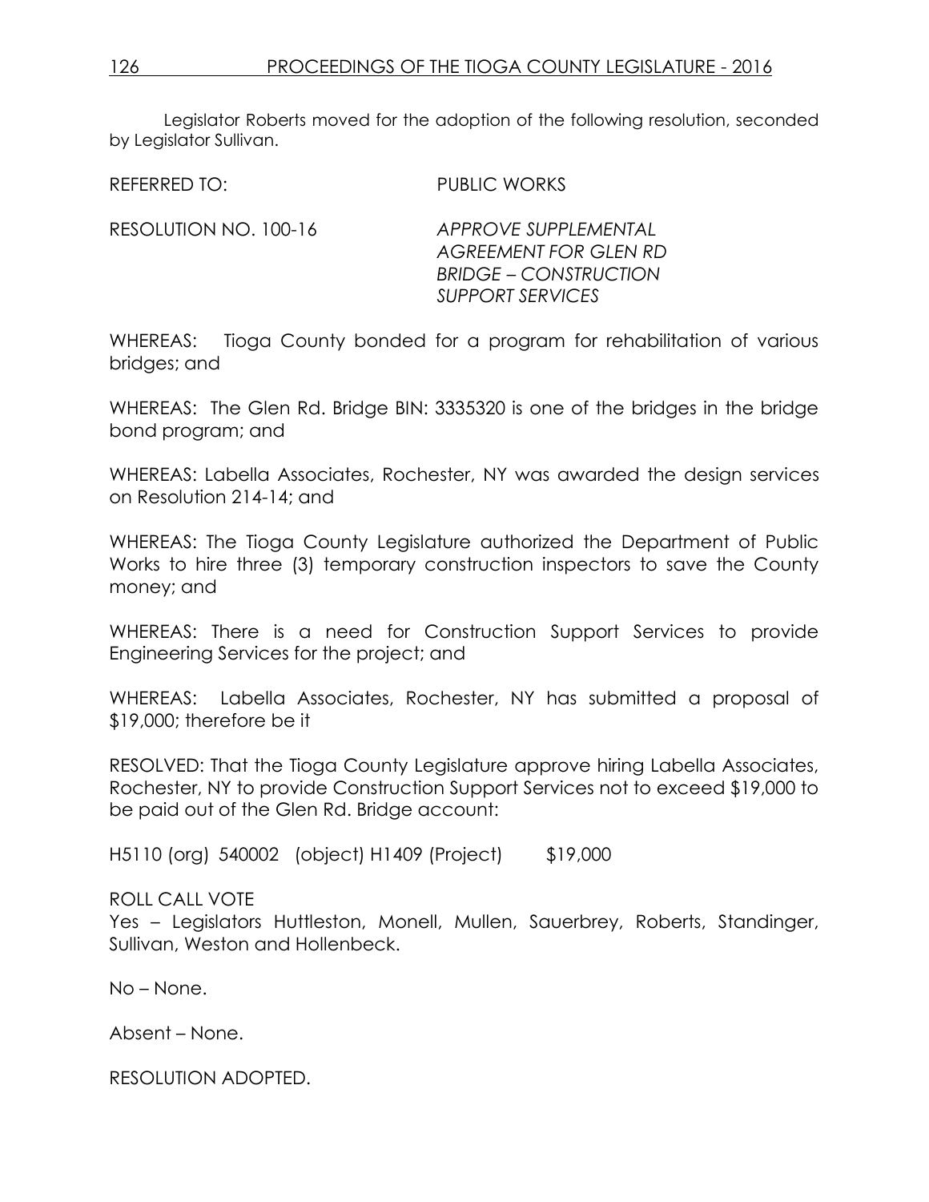Legislator Roberts moved for the adoption of the following resolution, seconded by Legislator Sullivan.

REFERRED TO: PUBLIC WORKS

RESOLUTION NO. 100-16 *APPROVE SUPPLEMENTAL AGREEMENT FOR GLEN RD BRIDGE – CONSTRUCTION SUPPORT SERVICES*

WHEREAS: Tioga County bonded for a program for rehabilitation of various bridges; and

WHEREAS: The Glen Rd. Bridge BIN: 3335320 is one of the bridges in the bridge bond program; and

WHEREAS: Labella Associates, Rochester, NY was awarded the design services on Resolution 214-14; and

WHEREAS: The Tioga County Legislature authorized the Department of Public Works to hire three (3) temporary construction inspectors to save the County money; and

WHEREAS: There is a need for Construction Support Services to provide Engineering Services for the project; and

WHEREAS: Labella Associates, Rochester, NY has submitted a proposal of $19,000; therefore be it

RESOLVED: That the Tioga County Legislature approve hiring Labella Associates, Rochester, NY to provide Construction Support Services not to exceed $19,000 to be paid out of the Glen Rd. Bridge account:

H5110 (org) 540002 (object) H1409 (Project) $19,000

ROLL CALL VOTE
Yes – Legislators Huttleston, Monell, Mullen, Sauerbrey, Roberts, Standinger, Sullivan, Weston and Hollenbeck.

No – None.

Absent – None.

RESOLUTION ADOPTED.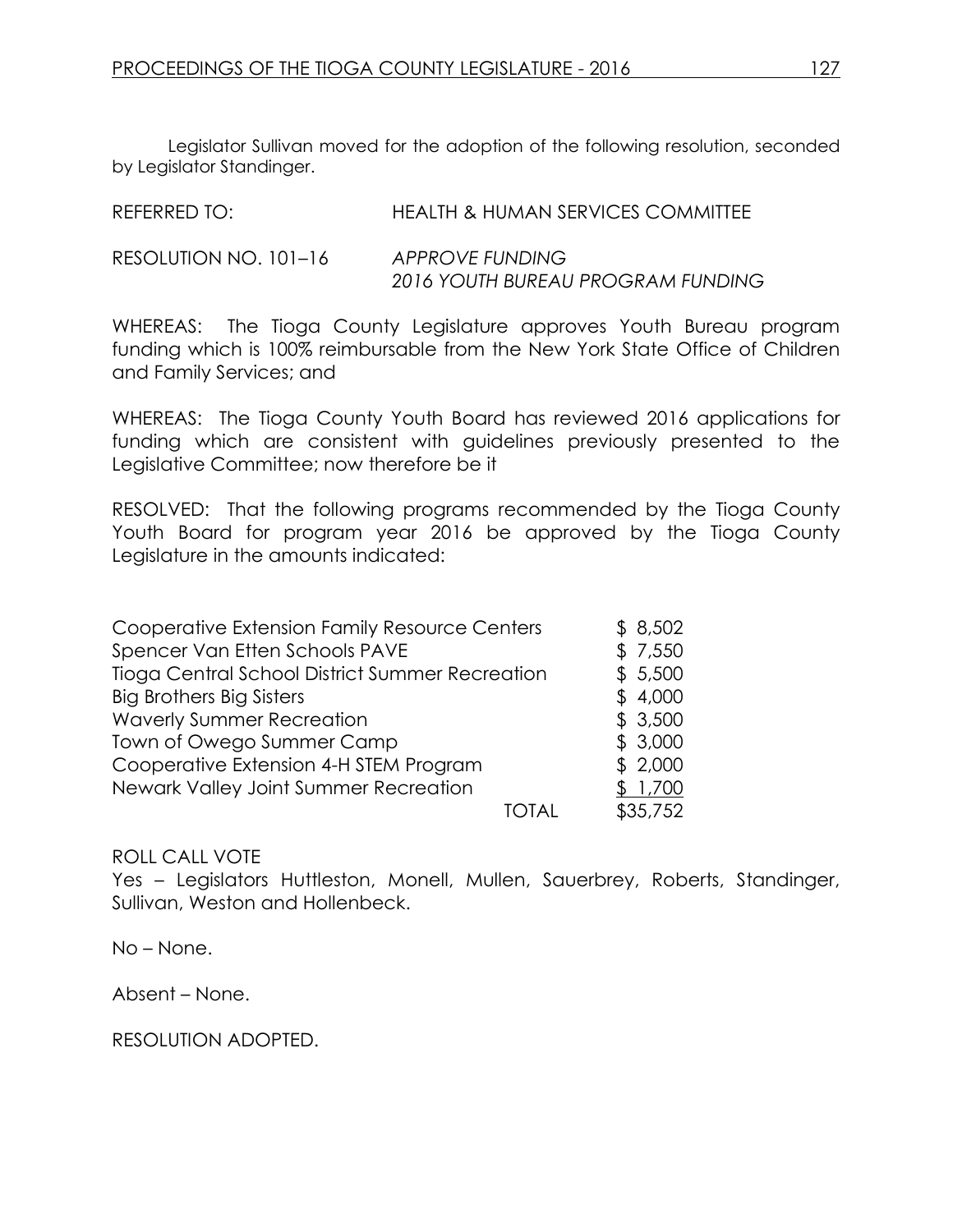Legislator Sullivan moved for the adoption of the following resolution, seconded by Legislator Standinger.

REFERRED TO: HEALTH & HUMAN SERVICES COMMITTEE

RESOLUTION NO. 101–16 *APPROVE FUNDING*
*2016 YOUTH BUREAU PROGRAM FUNDING*

WHEREAS: The Tioga County Legislature approves Youth Bureau program funding which is 100% reimbursable from the New York State Office of Children and Family Services; and

WHEREAS: The Tioga County Youth Board has reviewed 2016 applications for funding which are consistent with guidelines previously presented to the Legislative Committee; now therefore be it

RESOLVED: That the following programs recommended by the Tioga County Youth Board for program year 2016 be approved by the Tioga County Legislature in the amounts indicated:

| Program | Amount |
|---|---|
| Cooperative Extension Family Resource Centers | $ 8,502 |
| Spencer Van Etten Schools PAVE | $ 7,550 |
| Tioga Central School District Summer Recreation | $ 5,500 |
| Big Brothers Big Sisters | $ 4,000 |
| Waverly Summer Recreation | $ 3,500 |
| Town of Owego Summer Camp | $ 3,000 |
| Cooperative Extension 4-H STEM Program | $ 2,000 |
| Newark Valley Joint Summer Recreation | $ 1,700 |
| TOTAL | $35,752 |

ROLL CALL VOTE
Yes – Legislators Huttleston, Monell, Mullen, Sauerbrey, Roberts, Standinger, Sullivan, Weston and Hollenbeck.

No – None.

Absent – None.

RESOLUTION ADOPTED.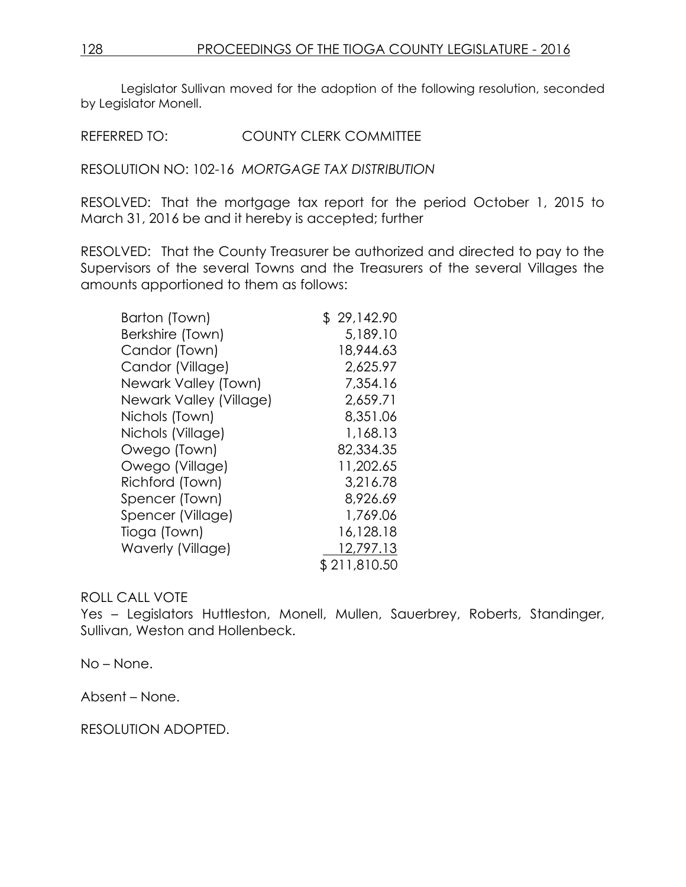Legislator Sullivan moved for the adoption of the following resolution, seconded by Legislator Monell.

REFERRED TO: COUNTY CLERK COMMITTEE

RESOLUTION NO: 102-16 *MORTGAGE TAX DISTRIBUTION*

RESOLVED: That the mortgage tax report for the period October 1, 2015 to March 31, 2016 be and it hereby is accepted; further

RESOLVED: That the County Treasurer be authorized and directed to pay to the Supervisors of the several Towns and the Treasurers of the several Villages the amounts apportioned to them as follows:

| | |
|---|---|
| Barton (Town) | $ 29,142.90 |
| Berkshire (Town) | 5,189.10 |
| Candor (Town) | 18,944.63 |
| Candor (Village) | 2,625.97 |
| Newark Valley (Town) | 7,354.16 |
| Newark Valley (Village) | 2,659.71 |
| Nichols (Town) | 8,351.06 |
| Nichols (Village) | 1,168.13 |
| Owego (Town) | 82,334.35 |
| Owego (Village) | 11,202.65 |
| Richford (Town) | 3,216.78 |
| Spencer (Town) | 8,926.69 |
| Spencer (Village) | 1,769.06 |
| Tioga (Town) | 16,128.18 |
| Waverly (Village) | 12,797.13 |
| | $ 211,810.50 |

ROLL CALL VOTE
Yes – Legislators Huttleston, Monell, Mullen, Sauerbrey, Roberts, Standinger, Sullivan, Weston and Hollenbeck.

No – None.

Absent – None.

RESOLUTION ADOPTED.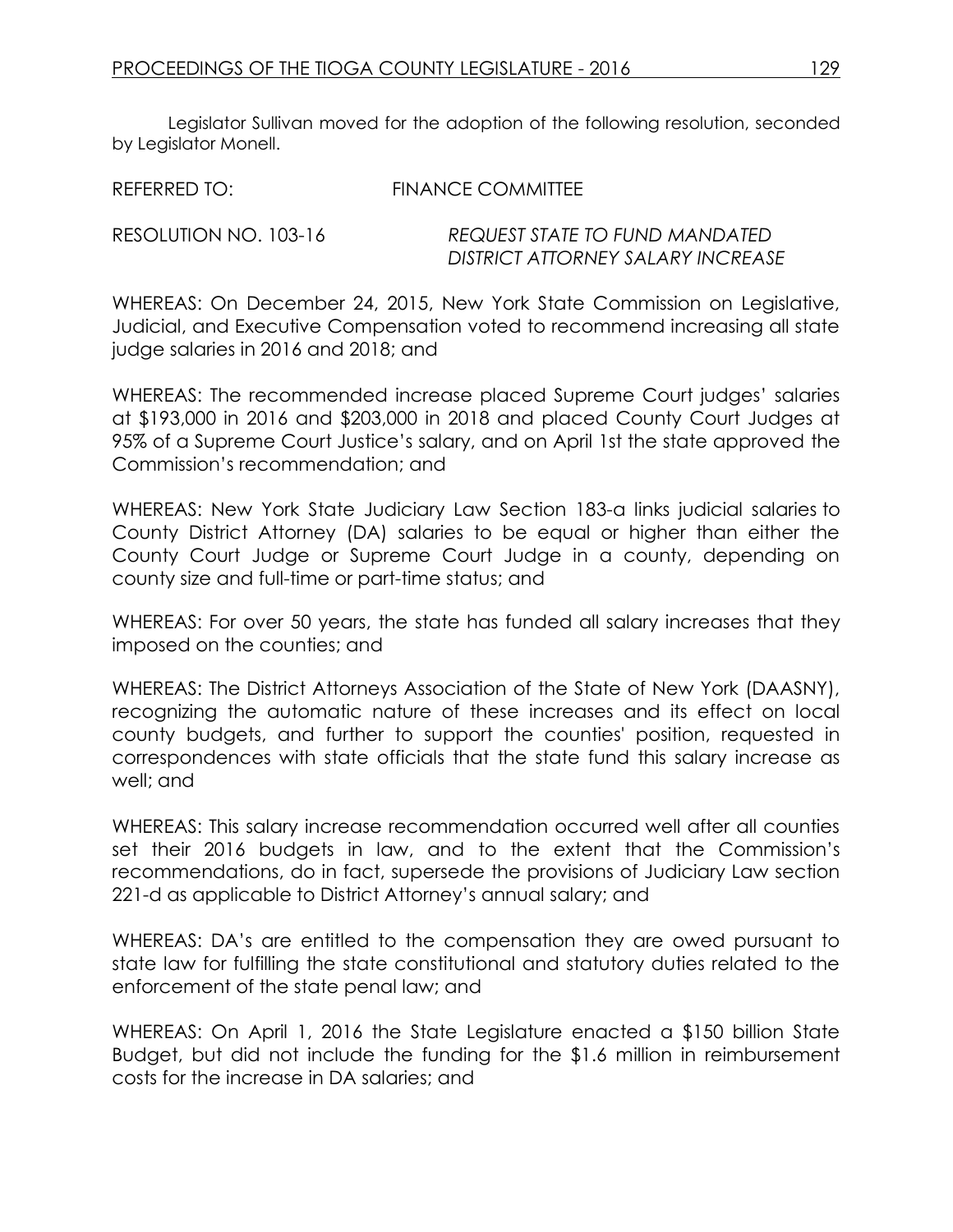Legislator Sullivan moved for the adoption of the following resolution, seconded by Legislator Monell.

REFERRED TO: FINANCE COMMITTEE

RESOLUTION NO. 103-16 *REQUEST STATE TO FUND MANDATED DISTRICT ATTORNEY SALARY INCREASE*

WHEREAS: On December 24, 2015, New York State Commission on Legislative, Judicial, and Executive Compensation voted to recommend increasing all state judge salaries in 2016 and 2018; and

WHEREAS: The recommended increase placed Supreme Court judges' salaries at $193,000 in 2016 and $203,000 in 2018 and placed County Court Judges at 95% of a Supreme Court Justice's salary, and on April 1st the state approved the Commission's recommendation; and

WHEREAS: New York State Judiciary Law Section 183-a links judicial salaries to County District Attorney (DA) salaries to be equal or higher than either the County Court Judge or Supreme Court Judge in a county, depending on county size and full-time or part-time status; and

WHEREAS: For over 50 years, the state has funded all salary increases that they imposed on the counties; and

WHEREAS: The District Attorneys Association of the State of New York (DAASNY), recognizing the automatic nature of these increases and its effect on local county budgets, and further to support the counties' position, requested in correspondences with state officials that the state fund this salary increase as well; and

WHEREAS: This salary increase recommendation occurred well after all counties set their 2016 budgets in law, and to the extent that the Commission's recommendations, do in fact, supersede the provisions of Judiciary Law section 221-d as applicable to District Attorney's annual salary; and

WHEREAS: DA's are entitled to the compensation they are owed pursuant to state law for fulfilling the state constitutional and statutory duties related to the enforcement of the state penal law; and

WHEREAS: On April 1, 2016 the State Legislature enacted a $150 billion State Budget, but did not include the funding for the $1.6 million in reimbursement costs for the increase in DA salaries; and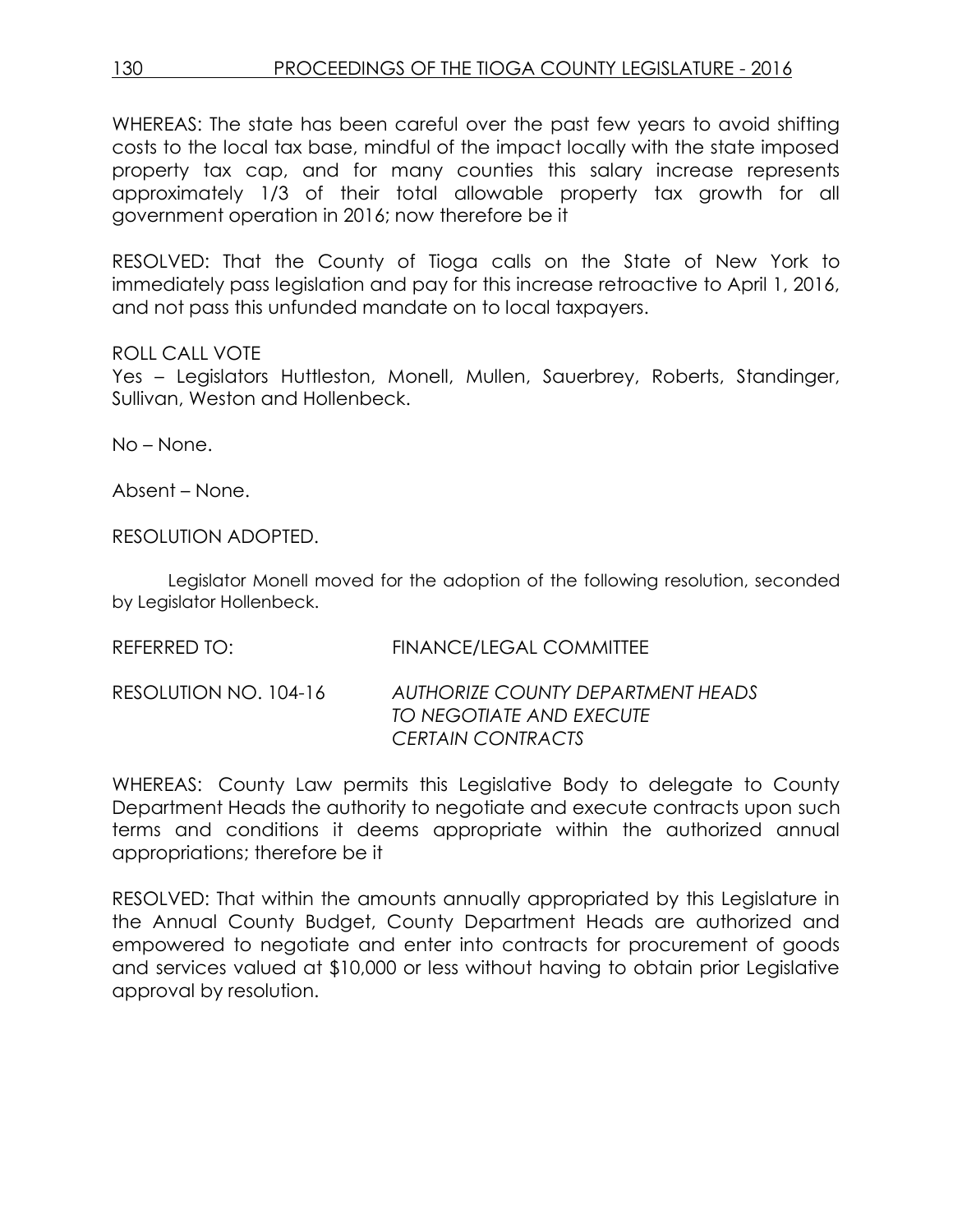WHEREAS: The state has been careful over the past few years to avoid shifting costs to the local tax base, mindful of the impact locally with the state imposed property tax cap, and for many counties this salary increase represents approximately 1/3 of their total allowable property tax growth for all government operation in 2016; now therefore be it

RESOLVED: That the County of Tioga calls on the State of New York to immediately pass legislation and pay for this increase retroactive to April 1, 2016, and not pass this unfunded mandate on to local taxpayers.

ROLL CALL VOTE
Yes – Legislators Huttleston, Monell, Mullen, Sauerbrey, Roberts, Standinger, Sullivan, Weston and Hollenbeck.

No – None.

Absent – None.

RESOLUTION ADOPTED.

Legislator Monell moved for the adoption of the following resolution, seconded by Legislator Hollenbeck.

REFERRED TO: FINANCE/LEGAL COMMITTEE

RESOLUTION NO. 104-16 *AUTHORIZE COUNTY DEPARTMENT HEADS TO NEGOTIATE AND EXECUTE CERTAIN CONTRACTS*

WHEREAS: County Law permits this Legislative Body to delegate to County Department Heads the authority to negotiate and execute contracts upon such terms and conditions it deems appropriate within the authorized annual appropriations; therefore be it

RESOLVED: That within the amounts annually appropriated by this Legislature in the Annual County Budget, County Department Heads are authorized and empowered to negotiate and enter into contracts for procurement of goods and services valued at $10,000 or less without having to obtain prior Legislative approval by resolution.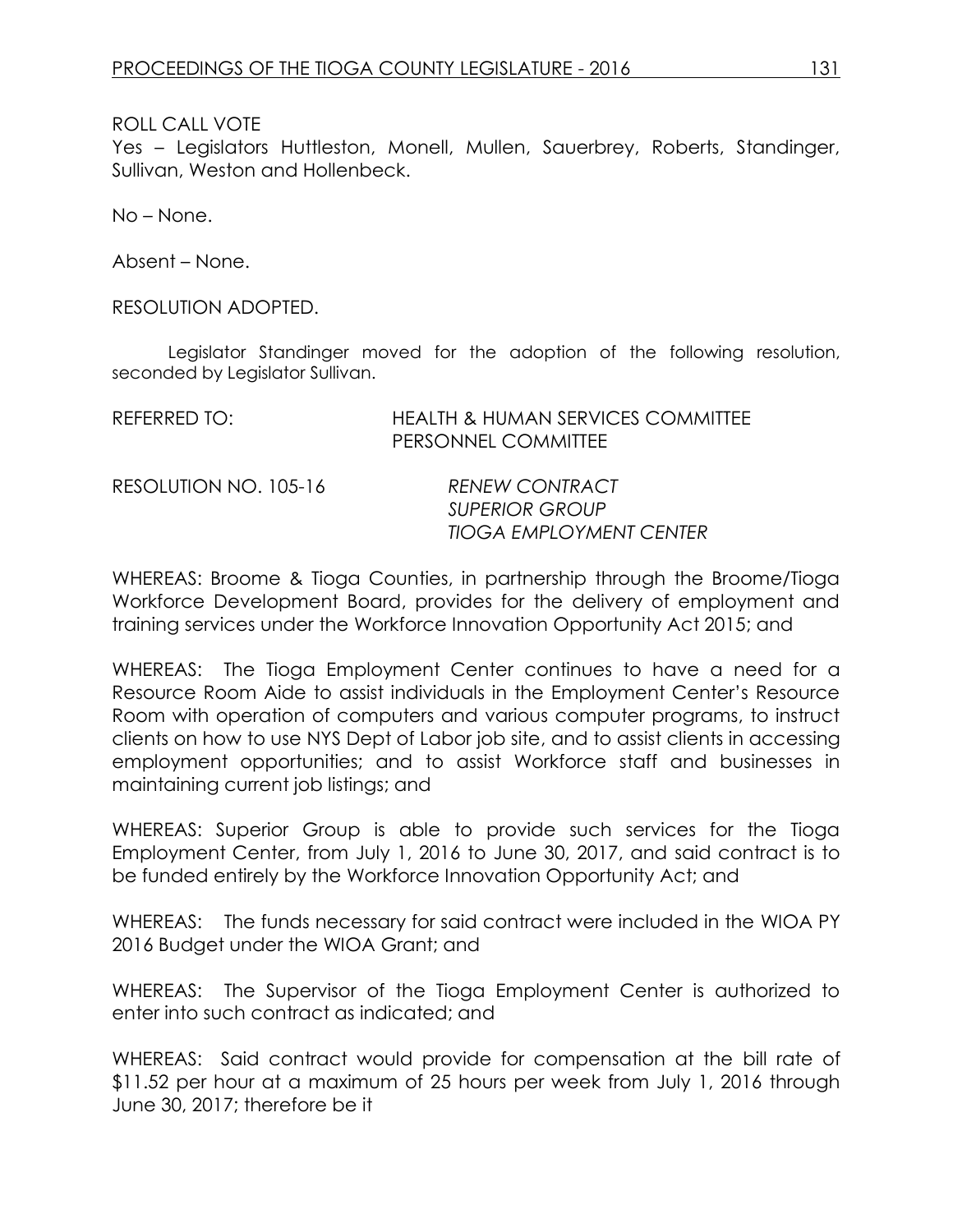ROLL CALL VOTE

Yes – Legislators Huttleston, Monell, Mullen, Sauerbrey, Roberts, Standinger, Sullivan, Weston and Hollenbeck.

No – None.

Absent – None.

RESOLUTION ADOPTED.

Legislator Standinger moved for the adoption of the following resolution, seconded by Legislator Sullivan.

REFERRED TO: HEALTH & HUMAN SERVICES COMMITTEE
PERSONNEL COMMITTEE

RESOLUTION NO. 105-16 *RENEW CONTRACT*
*SUPERIOR GROUP*
*TIOGA EMPLOYMENT CENTER*

WHEREAS: Broome & Tioga Counties, in partnership through the Broome/Tioga Workforce Development Board, provides for the delivery of employment and training services under the Workforce Innovation Opportunity Act 2015; and

WHEREAS: The Tioga Employment Center continues to have a need for a Resource Room Aide to assist individuals in the Employment Center's Resource Room with operation of computers and various computer programs, to instruct clients on how to use NYS Dept of Labor job site, and to assist clients in accessing employment opportunities; and to assist Workforce staff and businesses in maintaining current job listings; and

WHEREAS: Superior Group is able to provide such services for the Tioga Employment Center, from July 1, 2016 to June 30, 2017, and said contract is to be funded entirely by the Workforce Innovation Opportunity Act; and

WHEREAS: The funds necessary for said contract were included in the WIOA PY 2016 Budget under the WIOA Grant; and

WHEREAS: The Supervisor of the Tioga Employment Center is authorized to enter into such contract as indicated; and

WHEREAS: Said contract would provide for compensation at the bill rate of \$11.52 per hour at a maximum of 25 hours per week from July 1, 2016 through June 30, 2017; therefore be it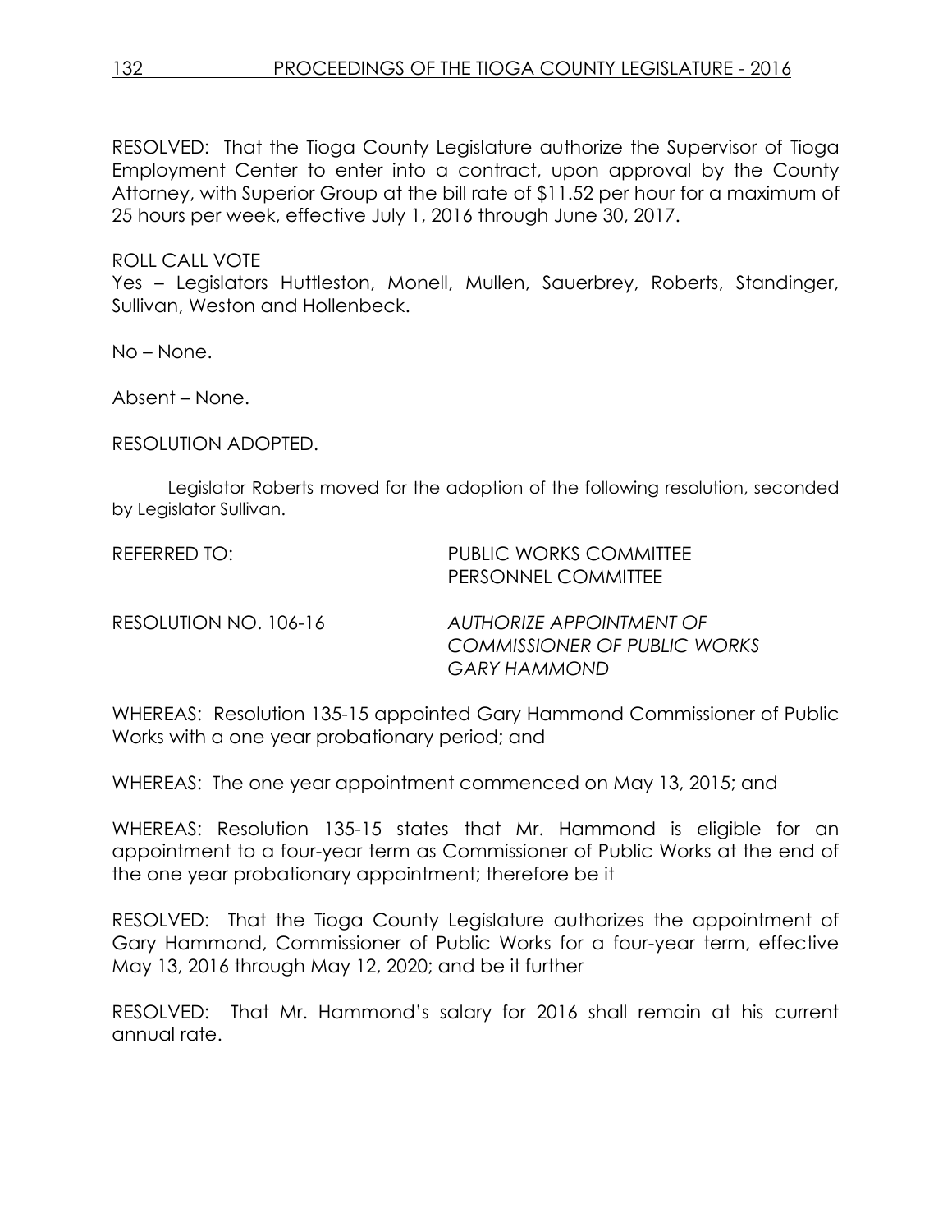RESOLVED: That the Tioga County Legislature authorize the Supervisor of Tioga Employment Center to enter into a contract, upon approval by the County Attorney, with Superior Group at the bill rate of $11.52 per hour for a maximum of 25 hours per week, effective July 1, 2016 through June 30, 2017.

ROLL CALL VOTE
Yes – Legislators Huttleston, Monell, Mullen, Sauerbrey, Roberts, Standinger, Sullivan, Weston and Hollenbeck.

No – None.

Absent – None.

RESOLUTION ADOPTED.

Legislator Roberts moved for the adoption of the following resolution, seconded by Legislator Sullivan.

REFERRED TO: PUBLIC WORKS COMMITTEE
PERSONNEL COMMITTEE

RESOLUTION NO. 106-16 *AUTHORIZE APPOINTMENT OF COMMISSIONER OF PUBLIC WORKS GARY HAMMOND*

WHEREAS: Resolution 135-15 appointed Gary Hammond Commissioner of Public Works with a one year probationary period; and

WHEREAS: The one year appointment commenced on May 13, 2015; and

WHEREAS: Resolution 135-15 states that Mr. Hammond is eligible for an appointment to a four-year term as Commissioner of Public Works at the end of the one year probationary appointment; therefore be it

RESOLVED: That the Tioga County Legislature authorizes the appointment of Gary Hammond, Commissioner of Public Works for a four-year term, effective May 13, 2016 through May 12, 2020; and be it further

RESOLVED: That Mr. Hammond's salary for 2016 shall remain at his current annual rate.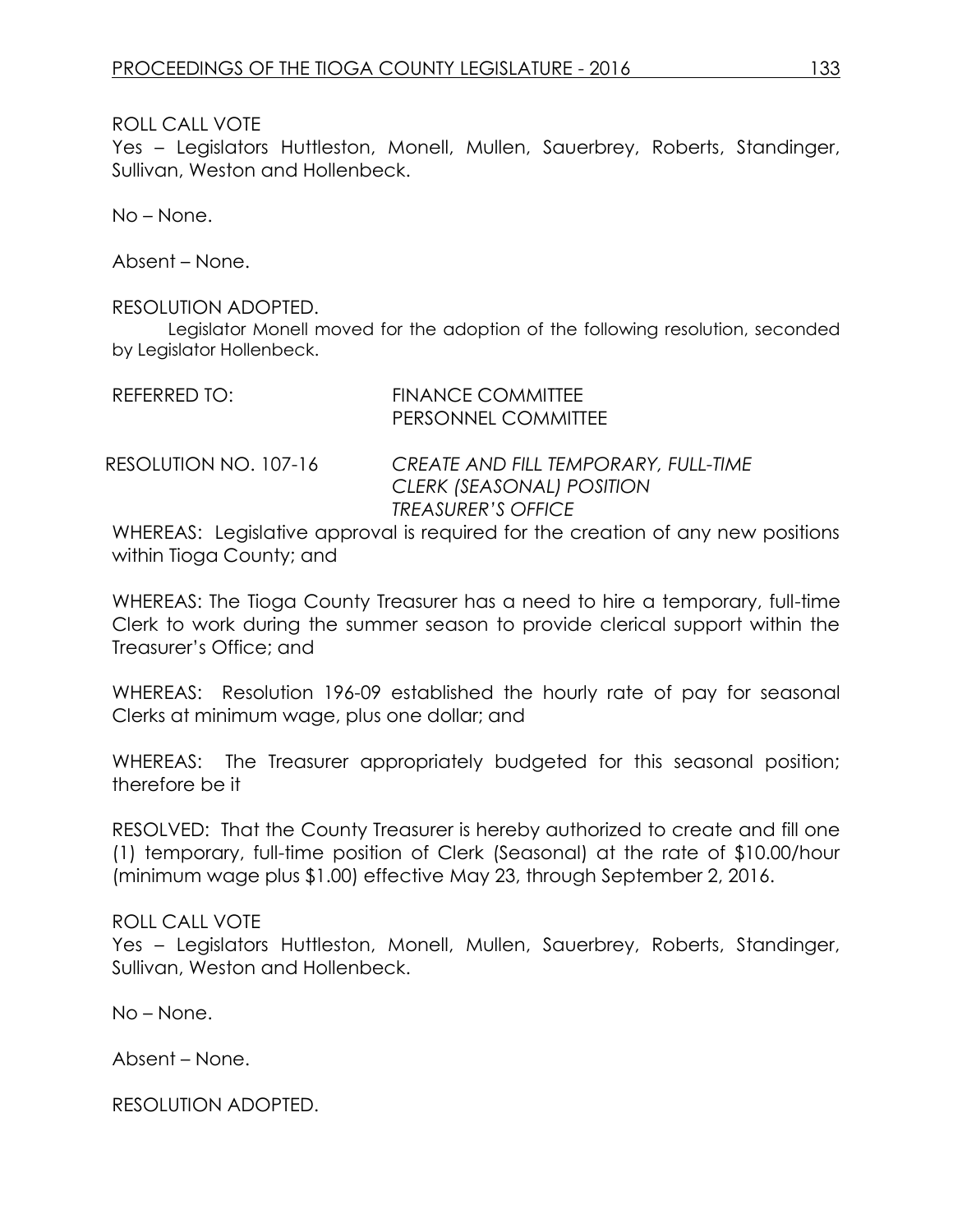ROLL CALL VOTE
Yes – Legislators Huttleston, Monell, Mullen, Sauerbrey, Roberts, Standinger, Sullivan, Weston and Hollenbeck.

No – None.

Absent – None.

RESOLUTION ADOPTED.

Legislator Monell moved for the adoption of the following resolution, seconded by Legislator Hollenbeck.

REFERRED TO: FINANCE COMMITTEE
PERSONNEL COMMITTEE

RESOLUTION NO. 107-16 *CREATE AND FILL TEMPORARY, FULL-TIME CLERK (SEASONAL) POSITION TREASURER'S OFFICE*

WHEREAS: Legislative approval is required for the creation of any new positions within Tioga County; and

WHEREAS: The Tioga County Treasurer has a need to hire a temporary, full-time Clerk to work during the summer season to provide clerical support within the Treasurer's Office; and

WHEREAS: Resolution 196-09 established the hourly rate of pay for seasonal Clerks at minimum wage, plus one dollar; and

WHEREAS: The Treasurer appropriately budgeted for this seasonal position; therefore be it

RESOLVED: That the County Treasurer is hereby authorized to create and fill one (1) temporary, full-time position of Clerk (Seasonal) at the rate of $10.00/hour (minimum wage plus $1.00) effective May 23, through September 2, 2016.

ROLL CALL VOTE
Yes – Legislators Huttleston, Monell, Mullen, Sauerbrey, Roberts, Standinger, Sullivan, Weston and Hollenbeck.

No – None.

Absent – None.

RESOLUTION ADOPTED.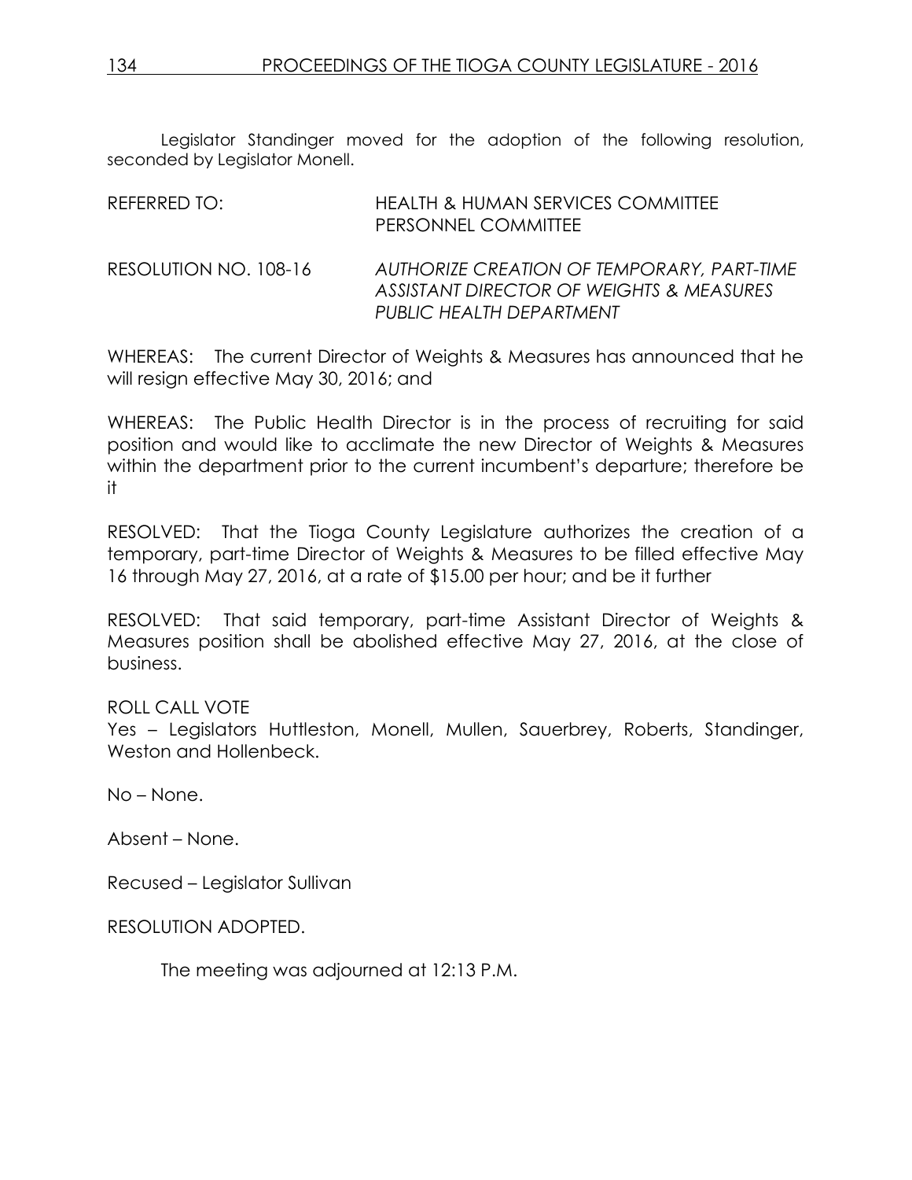Legislator Standinger moved for the adoption of the following resolution, seconded by Legislator Monell.

REFERRED TO: HEALTH & HUMAN SERVICES COMMITTEE
PERSONNEL COMMITTEE

RESOLUTION NO. 108-16 *AUTHORIZE CREATION OF TEMPORARY, PART-TIME ASSISTANT DIRECTOR OF WEIGHTS & MEASURES PUBLIC HEALTH DEPARTMENT*

WHEREAS: The current Director of Weights & Measures has announced that he will resign effective May 30, 2016; and

WHEREAS: The Public Health Director is in the process of recruiting for said position and would like to acclimate the new Director of Weights & Measures within the department prior to the current incumbent's departure; therefore be it

RESOLVED: That the Tioga County Legislature authorizes the creation of a temporary, part-time Director of Weights & Measures to be filled effective May 16 through May 27, 2016, at a rate of $15.00 per hour; and be it further

RESOLVED: That said temporary, part-time Assistant Director of Weights & Measures position shall be abolished effective May 27, 2016, at the close of business.

ROLL CALL VOTE
Yes – Legislators Huttleston, Monell, Mullen, Sauerbrey, Roberts, Standinger, Weston and Hollenbeck.

No – None.

Absent – None.

Recused – Legislator Sullivan

RESOLUTION ADOPTED.

The meeting was adjourned at 12:13 P.M.